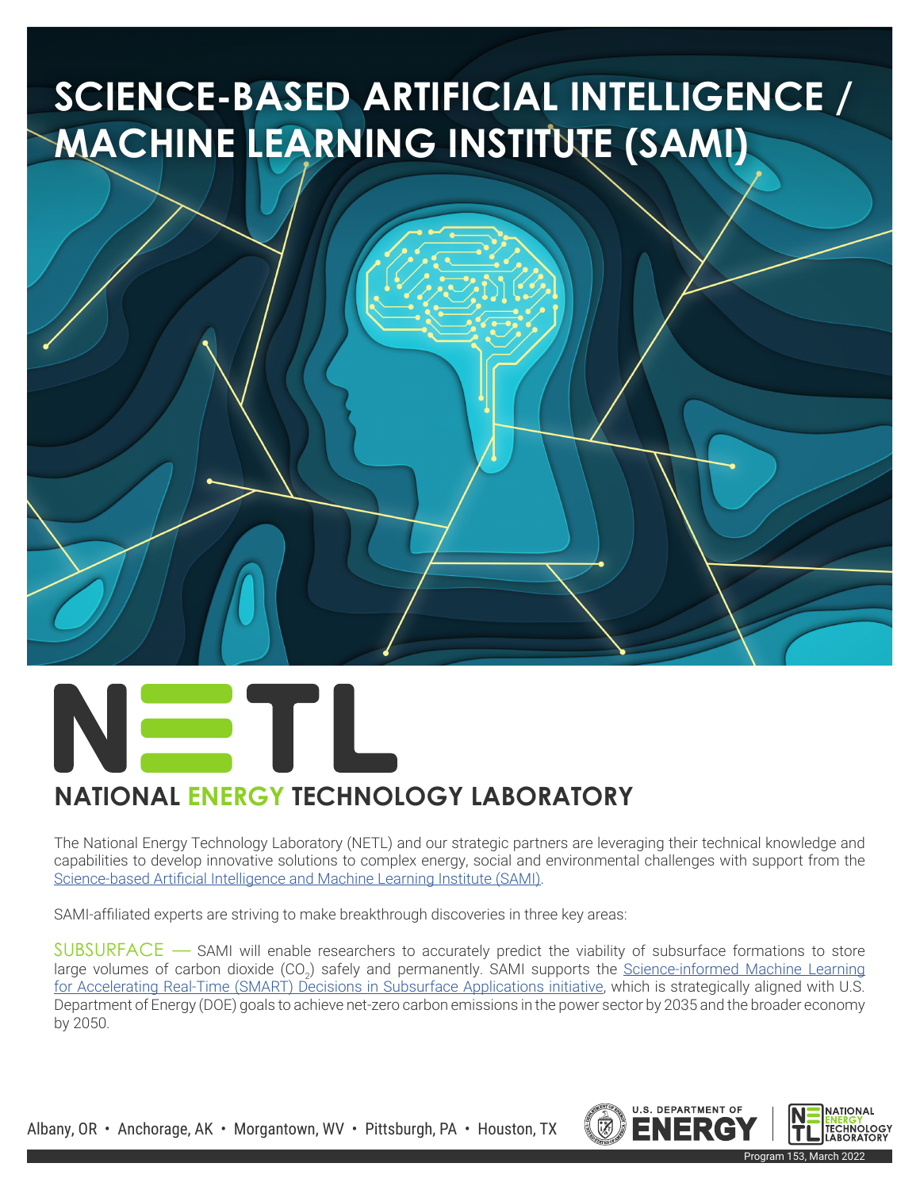# SCIENCE-BASED ARTIFICIAL INTELLIGENCE / MACHINE LEARNING INSTITUTE (SAMI)

## NETL

## NATIONAL ENERGY TECHNOLOGY LABORATORY

The National Energy Technology Laboratory (NETL) and our strategic partners are leveraging their technical knowledge and capabilities to develop innovative solutions to complex energy, social and environmental challenges with support from the Science-based Artificial Intelligence and Machine Learning Institute (SAMI).

SAMI-affiliated experts are striving to make breakthrough discoveries in three key areas:

SUBSURFACE — SAMI will enable researchers to accurately predict the viability of subsurface formations to store large volumes of carbon dioxide ($CO_2$) safely and permanently. SAMI supports the Science-informed Machine Learning for Accelerating Real-Time (SMART) Decisions in Subsurface Applications initiative, which is strategically aligned with U.S. Department of Energy (DOE) goals to achieve net-zero carbon emissions in the power sector by 2035 and the broader economy by 2050.

Albany, OR • Anchorage, AK • Morgantown, WV • Pittsburgh, PA • Houston, TX

Program 153, March 2022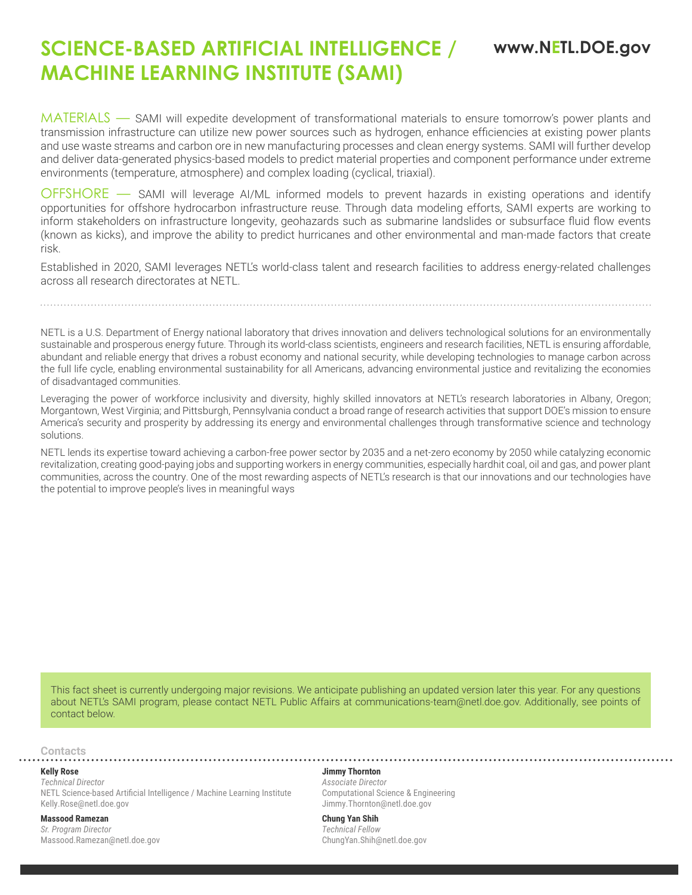# SCIENCE-BASED ARTIFICIAL INTELLIGENCE / MACHINE LEARNING INSTITUTE (SAMI)

www.NETL.DOE.gov

MATERIALS — SAMI will expedite development of transformational materials to ensure tomorrow's power plants and transmission infrastructure can utilize new power sources such as hydrogen, enhance efficiencies at existing power plants and use waste streams and carbon ore in new manufacturing processes and clean energy systems. SAMI will further develop and deliver data-generated physics-based models to predict material properties and component performance under extreme environments (temperature, atmosphere) and complex loading (cyclical, triaxial).

OFFSHORE — SAMI will leverage AI/ML informed models to prevent hazards in existing operations and identify opportunities for offshore hydrocarbon infrastructure reuse. Through data modeling efforts, SAMI experts are working to inform stakeholders on infrastructure longevity, geohazards such as submarine landslides or subsurface fluid flow events (known as kicks), and improve the ability to predict hurricanes and other environmental and man-made factors that create risk.

Established in 2020, SAMI leverages NETL's world-class talent and research facilities to address energy-related challenges across all research directorates at NETL.

NETL is a U.S. Department of Energy national laboratory that drives innovation and delivers technological solutions for an environmentally sustainable and prosperous energy future. Through its world-class scientists, engineers and research facilities, NETL is ensuring affordable, abundant and reliable energy that drives a robust economy and national security, while developing technologies to manage carbon across the full life cycle, enabling environmental sustainability for all Americans, advancing environmental justice and revitalizing the economies of disadvantaged communities.

Leveraging the power of workforce inclusivity and diversity, highly skilled innovators at NETL's research laboratories in Albany, Oregon; Morgantown, West Virginia; and Pittsburgh, Pennsylvania conduct a broad range of research activities that support DOE's mission to ensure America's security and prosperity by addressing its energy and environmental challenges through transformative science and technology solutions.

NETL lends its expertise toward achieving a carbon-free power sector by 2035 and a net-zero economy by 2050 while catalyzing economic revitalization, creating good-paying jobs and supporting workers in energy communities, especially hardhit coal, oil and gas, and power plant communities, across the country. One of the most rewarding aspects of NETL's research is that our innovations and our technologies have the potential to improve people's lives in meaningful ways

This fact sheet is currently undergoing major revisions. We anticipate publishing an updated version later this year. For any questions about NETL's SAMI program, please contact NETL Public Affairs at communications-team@netl.doe.gov. Additionally, see points of contact below.

**Contacts**

**Kelly Rose**
*Technical Director*
NETL Science-based Artificial Intelligence / Machine Learning Institute
Kelly.Rose@netl.doe.gov

**Massood Ramezan**
*Sr. Program Director*
Massood.Ramezan@netl.doe.gov

**Jimmy Thornton**
*Associate Director*
Computational Science & Engineering
Jimmy.Thornton@netl.doe.gov

**Chung Yan Shih**
*Technical Fellow*
ChungYan.Shih@netl.doe.gov